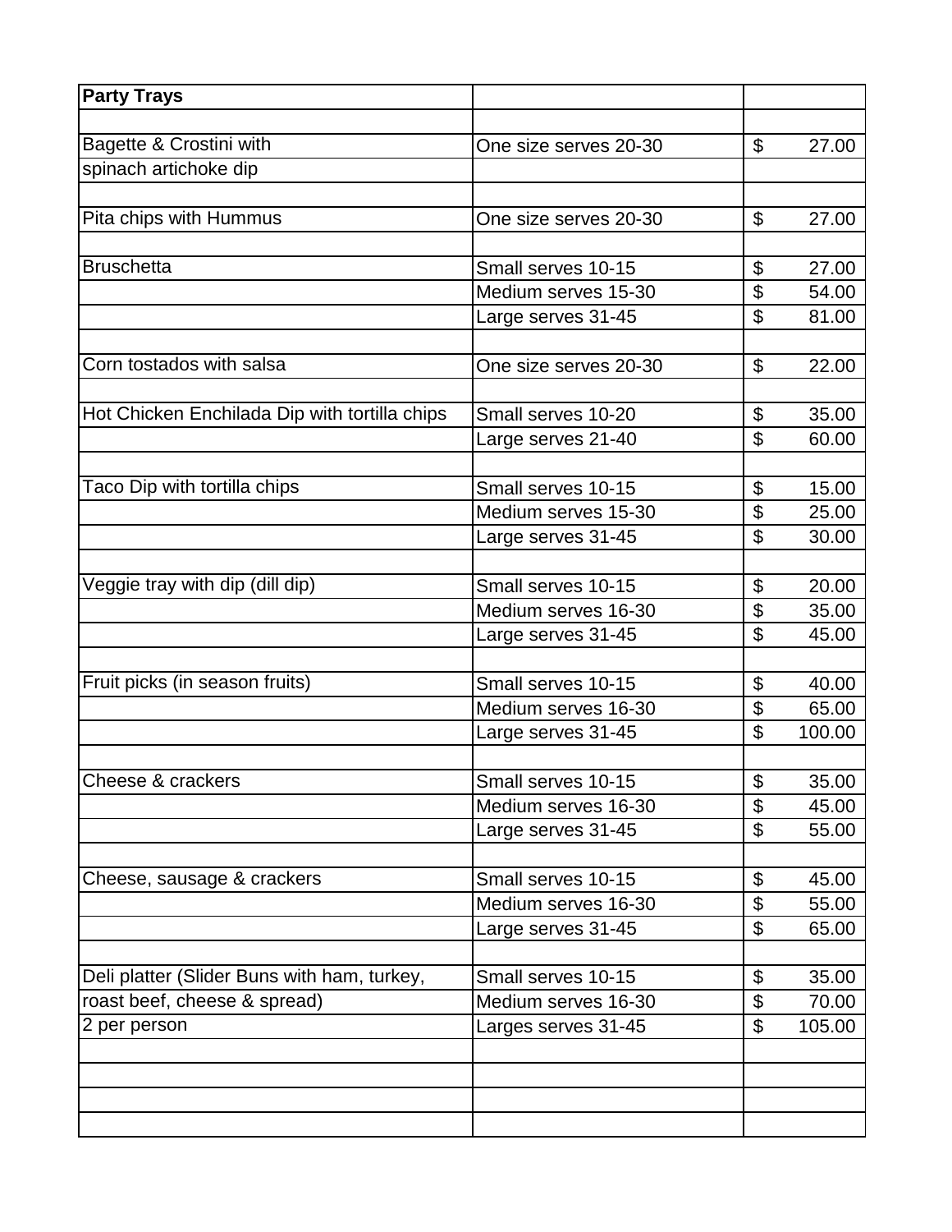| Party Trays | | |
|---|---|---|
| | | |
| Bagette & Crostini with | One size serves 20-30 | $ 27.00 |
| spinach artichoke dip | | |
| | | |
| Pita chips with Hummus | One size serves 20-30 | $ 27.00 |
| | | |
| Bruschetta | Small serves 10-15 | $ 27.00 |
| | Medium serves 15-30 | $ 54.00 |
| | Large serves 31-45 | $ 81.00 |
| | | |
| Corn tostados with salsa | One size serves 20-30 | $ 22.00 |
| | | |
| Hot Chicken Enchilada Dip with tortilla chips | Small serves 10-20 | $ 35.00 |
| | Large serves 21-40 | $ 60.00 |
| | | |
| Taco Dip with tortilla chips | Small serves 10-15 | $ 15.00 |
| | Medium serves 15-30 | $ 25.00 |
| | Large serves 31-45 | $ 30.00 |
| | | |
| Veggie tray with dip (dill dip) | Small serves 10-15 | $ 20.00 |
| | Medium serves 16-30 | $ 35.00 |
| | Large serves 31-45 | $ 45.00 |
| | | |
| Fruit picks (in season fruits) | Small serves 10-15 | $ 40.00 |
| | Medium serves 16-30 | $ 65.00 |
| | Large serves 31-45 | $ 100.00 |
| | | |
| Cheese & crackers | Small serves 10-15 | $ 35.00 |
| | Medium serves 16-30 | $ 45.00 |
| | Large serves 31-45 | $ 55.00 |
| | | |
| Cheese, sausage & crackers | Small serves 10-15 | $ 45.00 |
| | Medium serves 16-30 | $ 55.00 |
| | Large serves 31-45 | $ 65.00 |
| | | |
| Deli platter (Slider Buns with ham, turkey, | Small serves 10-15 | $ 35.00 |
| roast beef, cheese & spread) | Medium serves 16-30 | $ 70.00 |
| 2 per person | Larges serves 31-45 | $ 105.00 |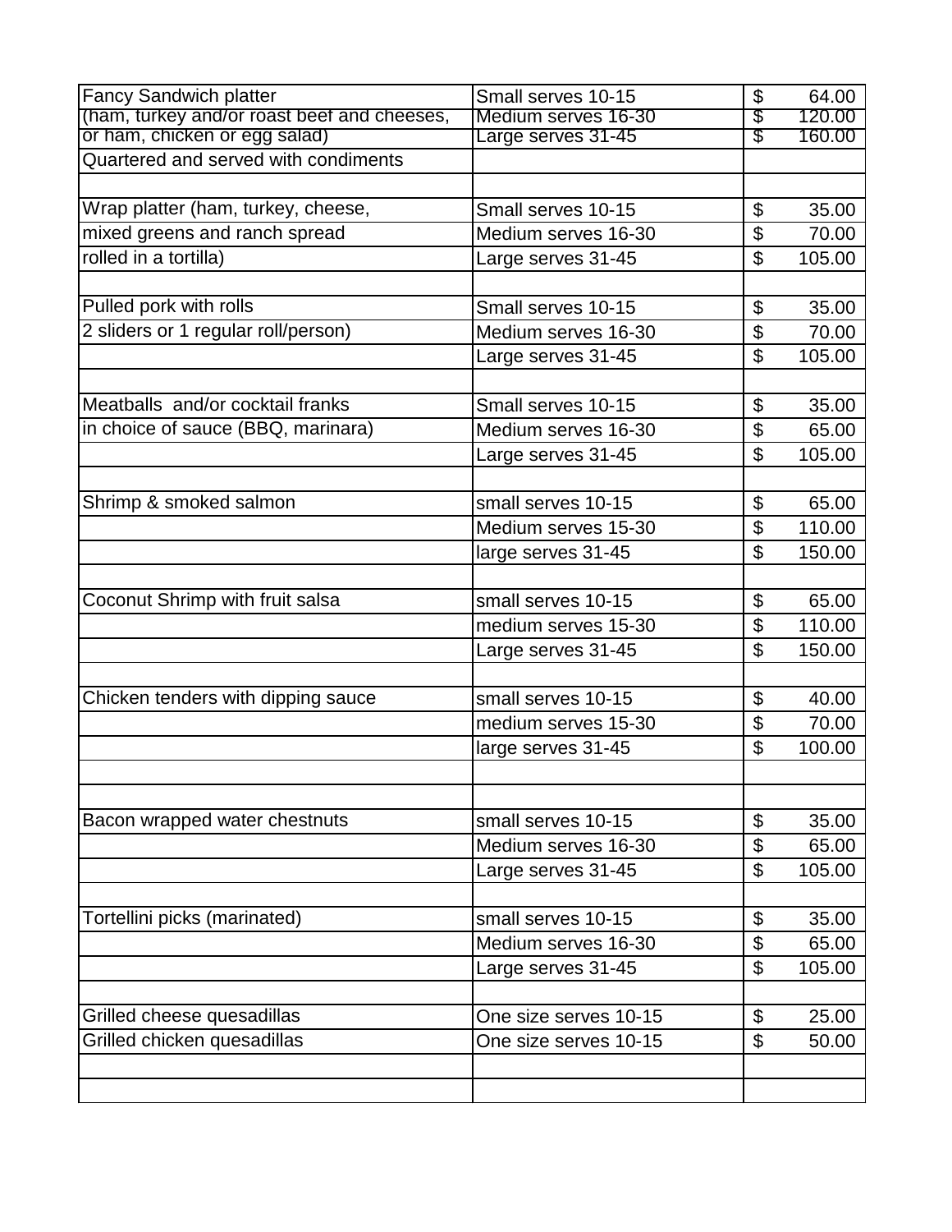| | | |
|---|---|---|
| Fancy Sandwich platter | Small serves 10-15 | $ 64.00 |
| (ham, turkey and/or roast beef and cheeses, | Medium serves 16-30 | $ 120.00 |
| or ham, chicken or egg salad) | Large serves 31-45 | $ 160.00 |
| Quartered and served with condiments | | |
| | | |
| Wrap platter (ham, turkey, cheese, | Small serves 10-15 | $ 35.00 |
| mixed greens and ranch spread | Medium serves 16-30 | $ 70.00 |
| rolled in a tortilla) | Large serves 31-45 | $ 105.00 |
| | | |
| Pulled pork with rolls | Small serves 10-15 | $ 35.00 |
| 2 sliders or 1 regular roll/person) | Medium serves 16-30 | $ 70.00 |
| | Large serves 31-45 | $ 105.00 |
| | | |
| Meatballs and/or cocktail franks | Small serves 10-15 | $ 35.00 |
| in choice of sauce (BBQ, marinara) | Medium serves 16-30 | $ 65.00 |
| | Large serves 31-45 | $ 105.00 |
| | | |
| Shrimp & smoked salmon | small serves 10-15 | $ 65.00 |
| | Medium serves 15-30 | $ 110.00 |
| | large serves 31-45 | $ 150.00 |
| | | |
| Coconut Shrimp with fruit salsa | small serves 10-15 | $ 65.00 |
| | medium serves 15-30 | $ 110.00 |
| | Large serves 31-45 | $ 150.00 |
| | | |
| Chicken tenders with dipping sauce | small serves 10-15 | $ 40.00 |
| | medium serves 15-30 | $ 70.00 |
| | large serves 31-45 | $ 100.00 |
| | | |
| | | |
| Bacon wrapped water chestnuts | small serves 10-15 | $ 35.00 |
| | Medium serves 16-30 | $ 65.00 |
| | Large serves 31-45 | $ 105.00 |
| | | |
| Tortellini picks (marinated) | small serves 10-15 | $ 35.00 |
| | Medium serves 16-30 | $ 65.00 |
| | Large serves 31-45 | $ 105.00 |
| | | |
| Grilled cheese quesadillas | One size serves 10-15 | $ 25.00 |
| Grilled chicken quesadillas | One size serves 10-15 | $ 50.00 |
| | | |
| | | |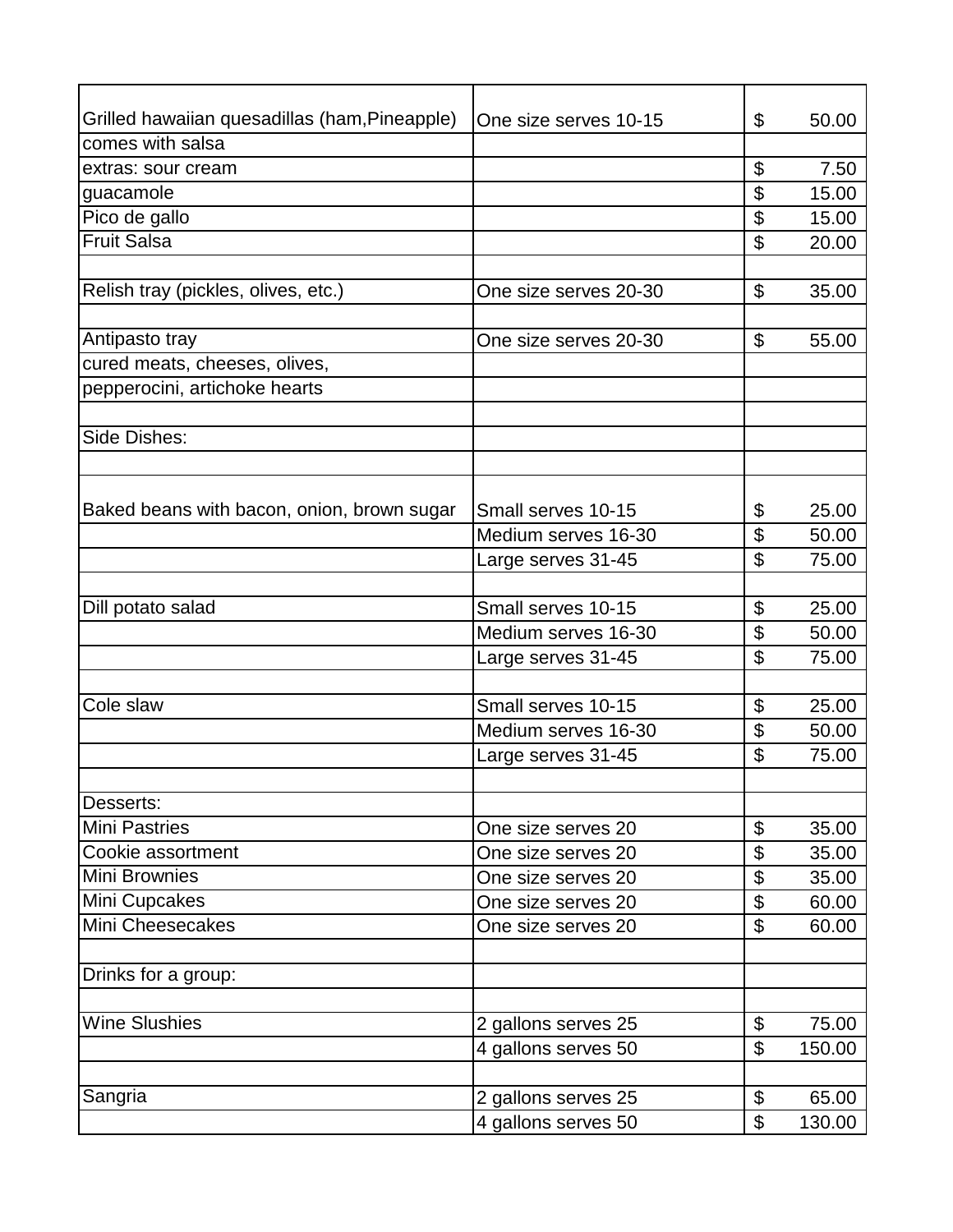| | | |
|---|---|---|
| Grilled hawaiian quesadillas (ham,Pineapple) | One size serves 10-15 | $ 50.00 |
| comes with salsa | | |
| extras: sour cream | | $ 7.50 |
| guacamole | | $ 15.00 |
| Pico de gallo | | $ 15.00 |
| Fruit Salsa | | $ 20.00 |
| | | |
| Relish tray (pickles, olives, etc.) | One size serves 20-30 | $ 35.00 |
| | | |
| Antipasto tray | One size serves 20-30 | $ 55.00 |
| cured meats, cheeses, olives, | | |
| pepperocini, artichoke hearts | | |
| | | |
| Side Dishes: | | |
| | | |
| Baked beans with bacon, onion, brown sugar | Small serves 10-15 | $ 25.00 |
| | Medium serves 16-30 | $ 50.00 |
| | Large serves 31-45 | $ 75.00 |
| | | |
| Dill potato salad | Small serves 10-15 | $ 25.00 |
| | Medium serves 16-30 | $ 50.00 |
| | Large serves 31-45 | $ 75.00 |
| | | |
| Cole slaw | Small serves 10-15 | $ 25.00 |
| | Medium serves 16-30 | $ 50.00 |
| | Large serves 31-45 | $ 75.00 |
| | | |
| Desserts: | | |
| Mini Pastries | One size serves 20 | $ 35.00 |
| Cookie assortment | One size serves 20 | $ 35.00 |
| Mini Brownies | One size serves 20 | $ 35.00 |
| Mini Cupcakes | One size serves 20 | $ 60.00 |
| Mini Cheesecakes | One size serves 20 | $ 60.00 |
| | | |
| Drinks for a group: | | |
| | | |
| Wine Slushies | 2 gallons serves 25 | $ 75.00 |
| | 4 gallons serves 50 | $ 150.00 |
| | | |
| Sangria | 2 gallons serves 25 | $ 65.00 |
| | 4 gallons serves 50 | $ 130.00 |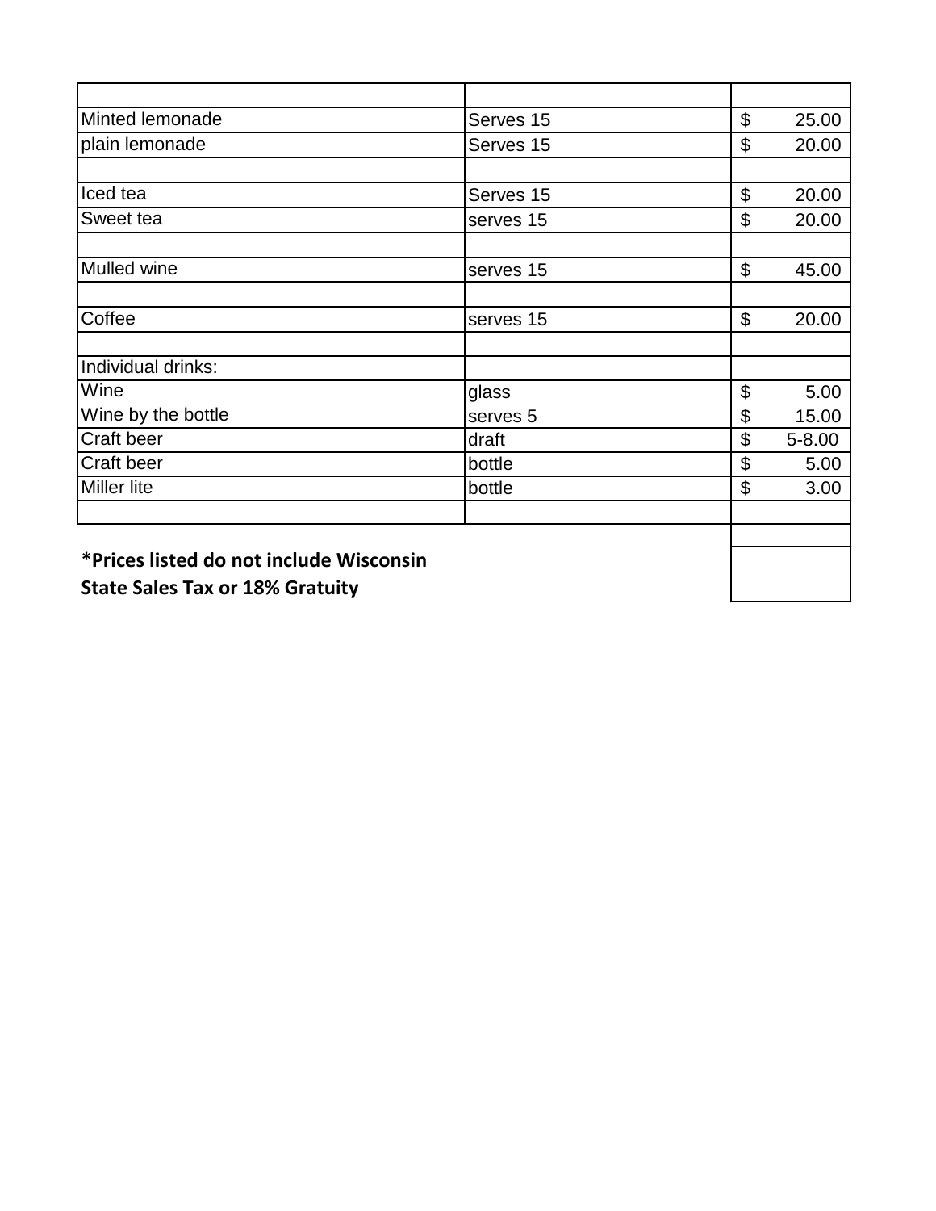| | | |
|---|---|---|
| | | |
| Minted lemonade | Serves 15 | $ 25.00 |
| plain lemonade | Serves 15 | $ 20.00 |
| | | |
| Iced tea | Serves 15 | $ 20.00 |
| Sweet tea | serves 15 | $ 20.00 |
| | | |
| Mulled wine | serves 15 | $ 45.00 |
| | | |
| Coffee | serves 15 | $ 20.00 |
| | | |
| Individual drinks: | | |
| Wine | glass | $ 5.00 |
| Wine by the bottle | serves 5 | $ 15.00 |
| Craft beer | draft | $ 5-8.00 |
| Craft beer | bottle | $ 5.00 |
| Miller lite | bottle | $ 3.00 |
| | | |

**\*Prices listed do not include Wisconsin State Sales Tax or 18% Gratuity**